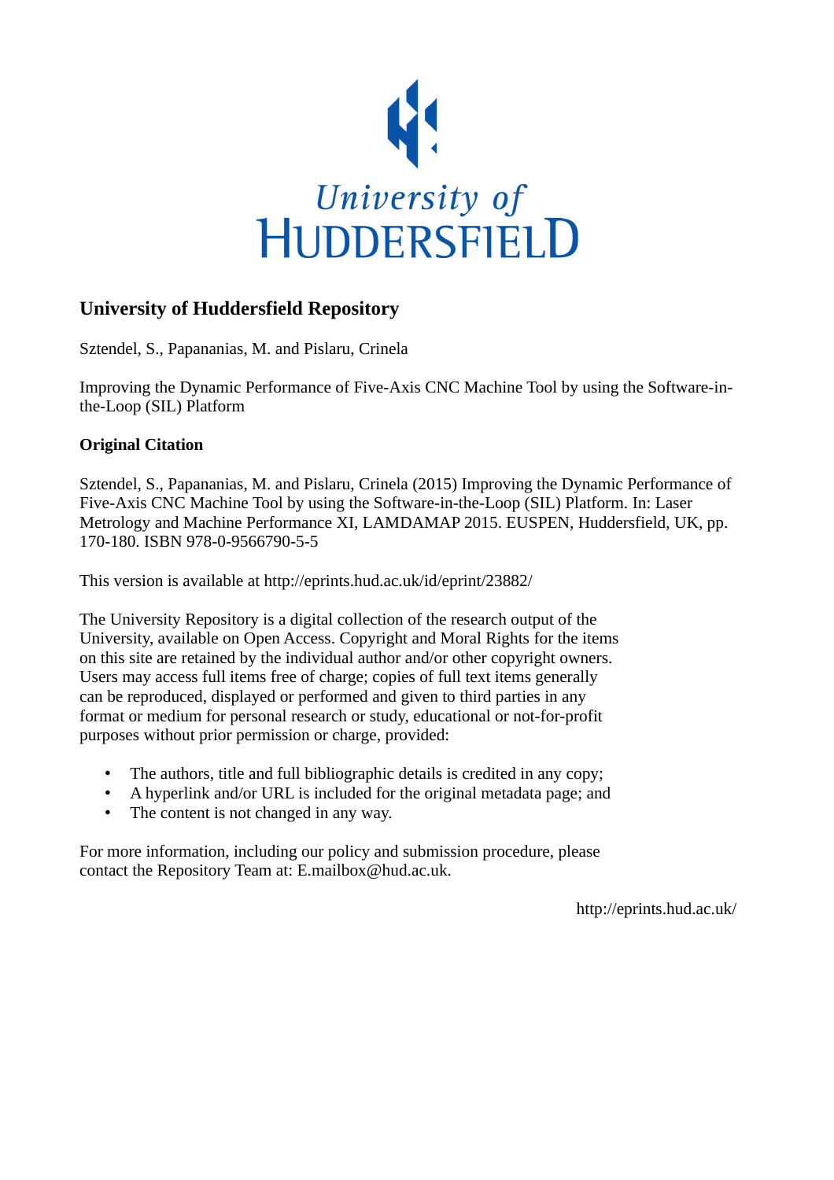University of HUDDERSFIELD

## University of Huddersfield Repository

Sztendel, S., Papananias, M. and Pislaru, Crinela

Improving the Dynamic Performance of Five-Axis CNC Machine Tool by using the Software-in-the-Loop (SIL) Platform

### Original Citation

Sztendel, S., Papananias, M. and Pislaru, Crinela (2015) Improving the Dynamic Performance of Five-Axis CNC Machine Tool by using the Software-in-the-Loop (SIL) Platform. In: Laser Metrology and Machine Performance XI, LAMDAMAP 2015. EUSPEN, Huddersfield, UK, pp. 170-180. ISBN 978-0-9566790-5-5

This version is available at http://eprints.hud.ac.uk/id/eprint/23882/

The University Repository is a digital collection of the research output of the University, available on Open Access. Copyright and Moral Rights for the items on this site are retained by the individual author and/or other copyright owners. Users may access full items free of charge; copies of full text items generally can be reproduced, displayed or performed and given to third parties in any format or medium for personal research or study, educational or not-for-profit purposes without prior permission or charge, provided:

- The authors, title and full bibliographic details is credited in any copy;
- A hyperlink and/or URL is included for the original metadata page; and
- The content is not changed in any way.

For more information, including our policy and submission procedure, please contact the Repository Team at: E.mailbox@hud.ac.uk.

http://eprints.hud.ac.uk/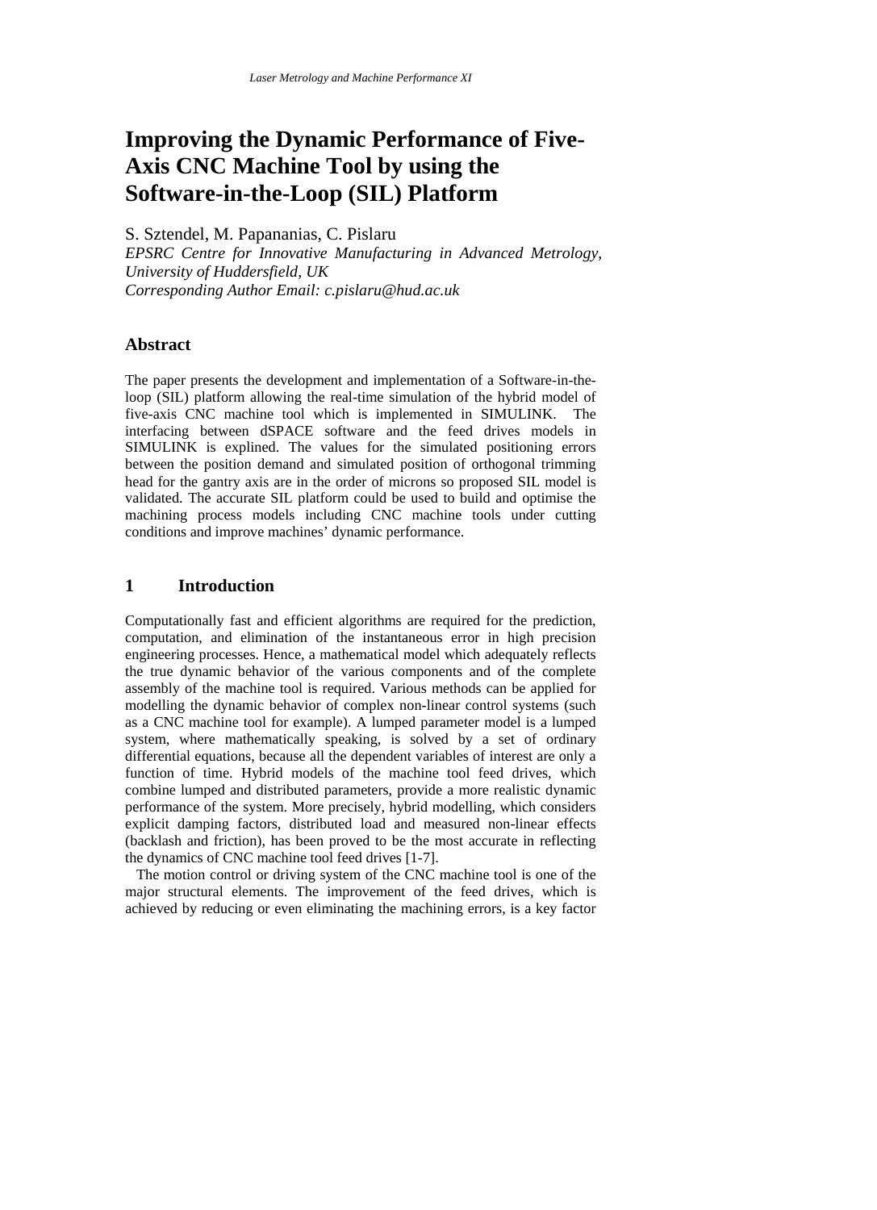# Improving the Dynamic Performance of Five-Axis CNC Machine Tool by using the Software-in-the-Loop (SIL) Platform

S. Sztendel, M. Papananias, C. Pislaru

*EPSRC Centre for Innovative Manufacturing in Advanced Metrology, University of Huddersfield, UK*

*Corresponding Author Email: c.pislaru@hud.ac.uk*

## Abstract

The paper presents the development and implementation of a Software-in-the-loop (SIL) platform allowing the real-time simulation of the hybrid model of five-axis CNC machine tool which is implemented in SIMULINK. The interfacing between dSPACE software and the feed drives models in SIMULINK is explined. The values for the simulated positioning errors between the position demand and simulated position of orthogonal trimming head for the gantry axis are in the order of microns so proposed SIL model is validated. The accurate SIL platform could be used to build and optimise the machining process models including CNC machine tools under cutting conditions and improve machines' dynamic performance.

## 1 Introduction

Computationally fast and efficient algorithms are required for the prediction, computation, and elimination of the instantaneous error in high precision engineering processes. Hence, a mathematical model which adequately reflects the true dynamic behavior of the various components and of the complete assembly of the machine tool is required. Various methods can be applied for modelling the dynamic behavior of complex non-linear control systems (such as a CNC machine tool for example). A lumped parameter model is a lumped system, where mathematically speaking, is solved by a set of ordinary differential equations, because all the dependent variables of interest are only a function of time. Hybrid models of the machine tool feed drives, which combine lumped and distributed parameters, provide a more realistic dynamic performance of the system. More precisely, hybrid modelling, which considers explicit damping factors, distributed load and measured non-linear effects (backlash and friction), has been proved to be the most accurate in reflecting the dynamics of CNC machine tool feed drives [1-7].

The motion control or driving system of the CNC machine tool is one of the major structural elements. The improvement of the feed drives, which is achieved by reducing or even eliminating the machining errors, is a key factor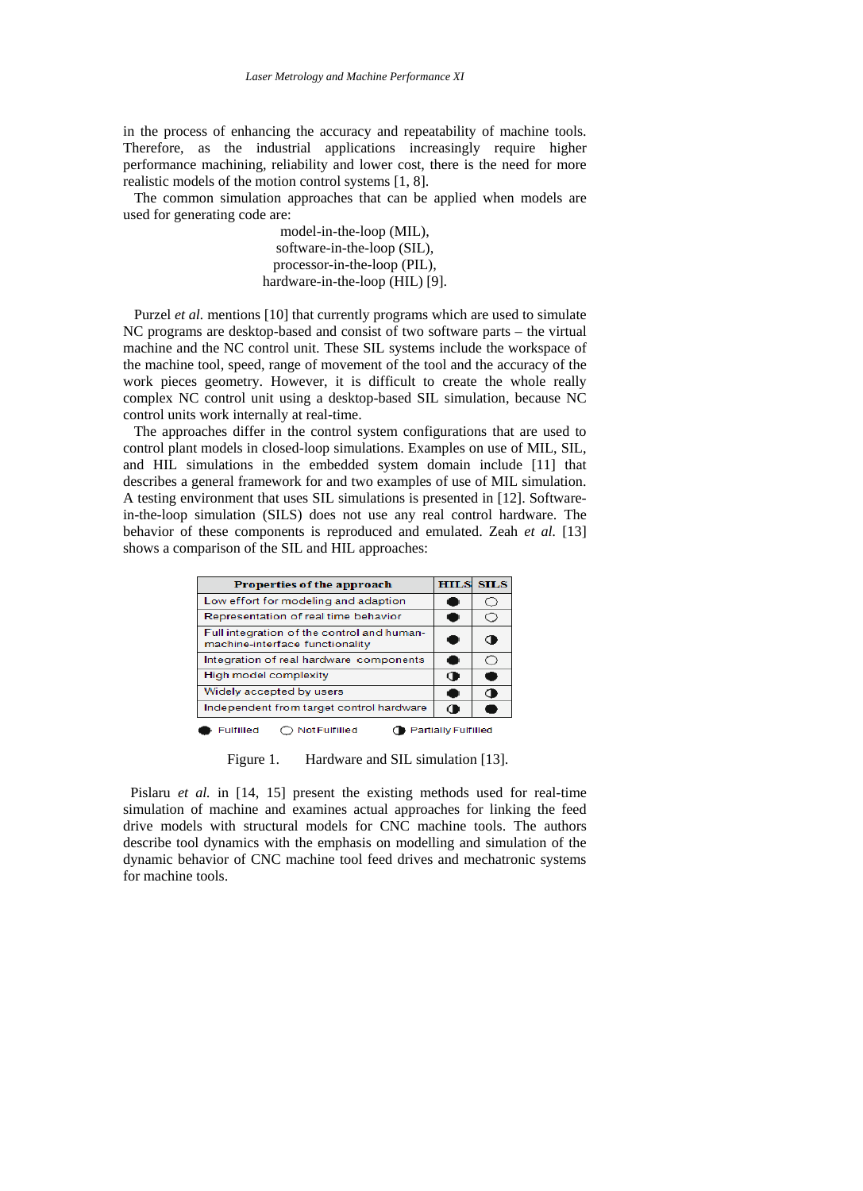in the process of enhancing the accuracy and repeatability of machine tools. Therefore, as the industrial applications increasingly require higher performance machining, reliability and lower cost, there is the need for more realistic models of the motion control systems [1, 8].

The common simulation approaches that can be applied when models are used for generating code are:

model-in-the-loop (MIL),
software-in-the-loop (SIL),
processor-in-the-loop (PIL),
hardware-in-the-loop (HIL) [9].

Purzel *et al.* mentions [10] that currently programs which are used to simulate NC programs are desktop-based and consist of two software parts – the virtual machine and the NC control unit. These SIL systems include the workspace of the machine tool, speed, range of movement of the tool and the accuracy of the work pieces geometry. However, it is difficult to create the whole really complex NC control unit using a desktop-based SIL simulation, because NC control units work internally at real-time.

The approaches differ in the control system configurations that are used to control plant models in closed-loop simulations. Examples on use of MIL, SIL, and HIL simulations in the embedded system domain include [11] that describes a general framework for and two examples of use of MIL simulation. A testing environment that uses SIL simulations is presented in [12]. Software-in-the-loop simulation (SILS) does not use any real control hardware. The behavior of these components is reproduced and emulated. Zeah *et al.* [13] shows a comparison of the SIL and HIL approaches:

| Properties of the approach | HILS | SILS |
|---|---|---|
| Low effort for modeling and adaption | ● | ○ |
| Representation of real time behavior | ● | ○ |
| Full integration of the control and human-machine-interface functionality | ● | ◑ |
| Integration of real hardware components | ● | ○ |
| High model complexity | ◑ | ● |
| Widely accepted by users | ● | ◑ |
| Independent from target control hardware | ◑ | ● |

● Fulfilled ○ Not Fulfilled ◑ Partially Fulfilled

Figure 1. Hardware and SIL simulation [13].

Pislaru *et al.* in [14, 15] present the existing methods used for real-time simulation of machine and examines actual approaches for linking the feed drive models with structural models for CNC machine tools. The authors describe tool dynamics with the emphasis on modelling and simulation of the dynamic behavior of CNC machine tool feed drives and mechatronic systems for machine tools.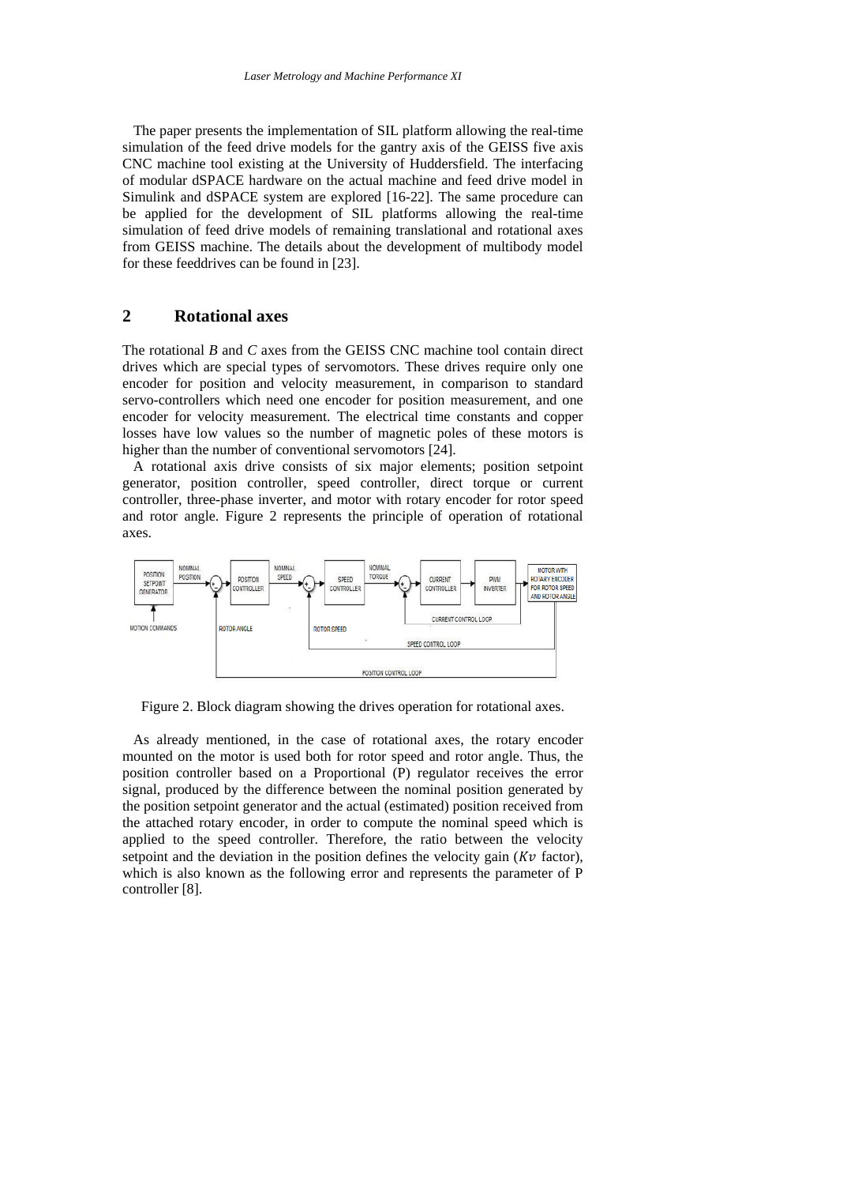The paper presents the implementation of SIL platform allowing the real-time simulation of the feed drive models for the gantry axis of the GEISS five axis CNC machine tool existing at the University of Huddersfield. The interfacing of modular dSPACE hardware on the actual machine and feed drive model in Simulink and dSPACE system are explored [16-22]. The same procedure can be applied for the development of SIL platforms allowing the real-time simulation of feed drive models of remaining translational and rotational axes from GEISS machine. The details about the development of multibody model for these feeddrives can be found in [23].

## 2 Rotational axes

The rotational *B* and *C* axes from the GEISS CNC machine tool contain direct drives which are special types of servomotors. These drives require only one encoder for position and velocity measurement, in comparison to standard servo-controllers which need one encoder for position measurement, and one encoder for velocity measurement. The electrical time constants and copper losses have low values so the number of magnetic poles of these motors is higher than the number of conventional servomotors [24].

A rotational axis drive consists of six major elements; position setpoint generator, position controller, speed controller, direct torque or current controller, three-phase inverter, and motor with rotary encoder for rotor speed and rotor angle. Figure 2 represents the principle of operation of rotational axes.

Figure 2. Block diagram showing the drives operation for rotational axes.

As already mentioned, in the case of rotational axes, the rotary encoder mounted on the motor is used both for rotor speed and rotor angle. Thus, the position controller based on a Proportional (P) regulator receives the error signal, produced by the difference between the nominal position generated by the position setpoint generator and the actual (estimated) position received from the attached rotary encoder, in order to compute the nominal speed which is applied to the speed controller. Therefore, the ratio between the velocity setpoint and the deviation in the position defines the velocity gain ($Kv$ factor), which is also known as the following error and represents the parameter of P controller [8].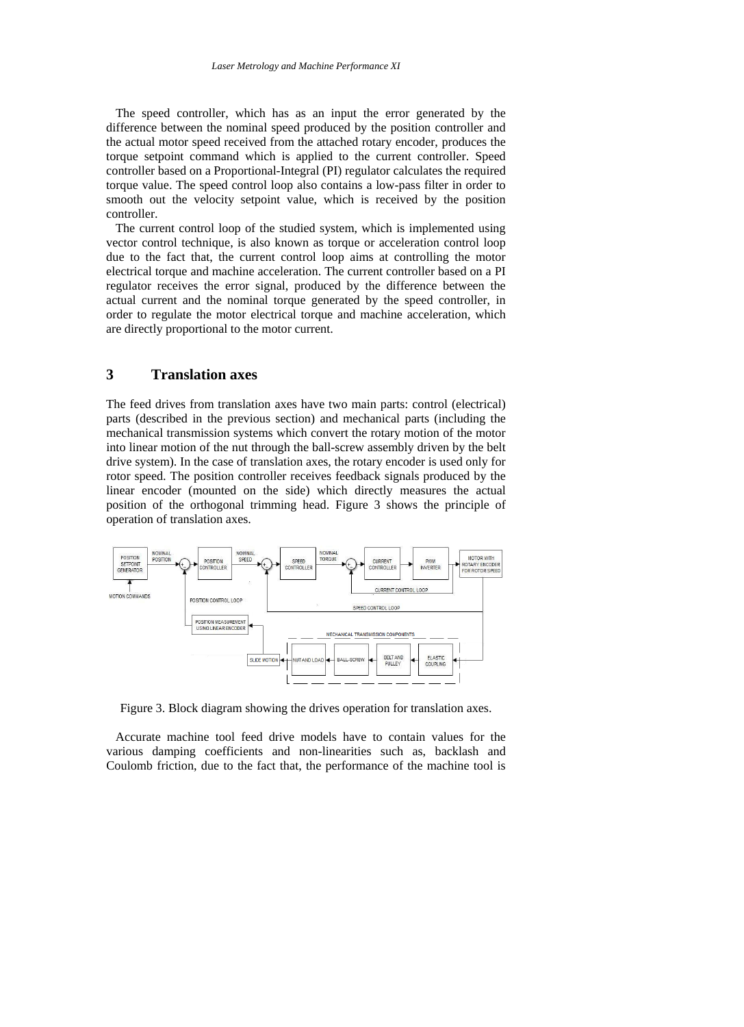The speed controller, which has as an input the error generated by the difference between the nominal speed produced by the position controller and the actual motor speed received from the attached rotary encoder, produces the torque setpoint command which is applied to the current controller. Speed controller based on a Proportional-Integral (PI) regulator calculates the required torque value. The speed control loop also contains a low-pass filter in order to smooth out the velocity setpoint value, which is received by the position controller.

The current control loop of the studied system, which is implemented using vector control technique, is also known as torque or acceleration control loop due to the fact that, the current control loop aims at controlling the motor electrical torque and machine acceleration. The current controller based on a PI regulator receives the error signal, produced by the difference between the actual current and the nominal torque generated by the speed controller, in order to regulate the motor electrical torque and machine acceleration, which are directly proportional to the motor current.

## 3 Translation axes

The feed drives from translation axes have two main parts: control (electrical) parts (described in the previous section) and mechanical parts (including the mechanical transmission systems which convert the rotary motion of the motor into linear motion of the nut through the ball-screw assembly driven by the belt drive system). In the case of translation axes, the rotary encoder is used only for rotor speed. The position controller receives feedback signals produced by the linear encoder (mounted on the side) which directly measures the actual position of the orthogonal trimming head. Figure 3 shows the principle of operation of translation axes.

Figure 3. Block diagram showing the drives operation for translation axes.

Accurate machine tool feed drive models have to contain values for the various damping coefficients and non-linearities such as, backlash and Coulomb friction, due to the fact that, the performance of the machine tool is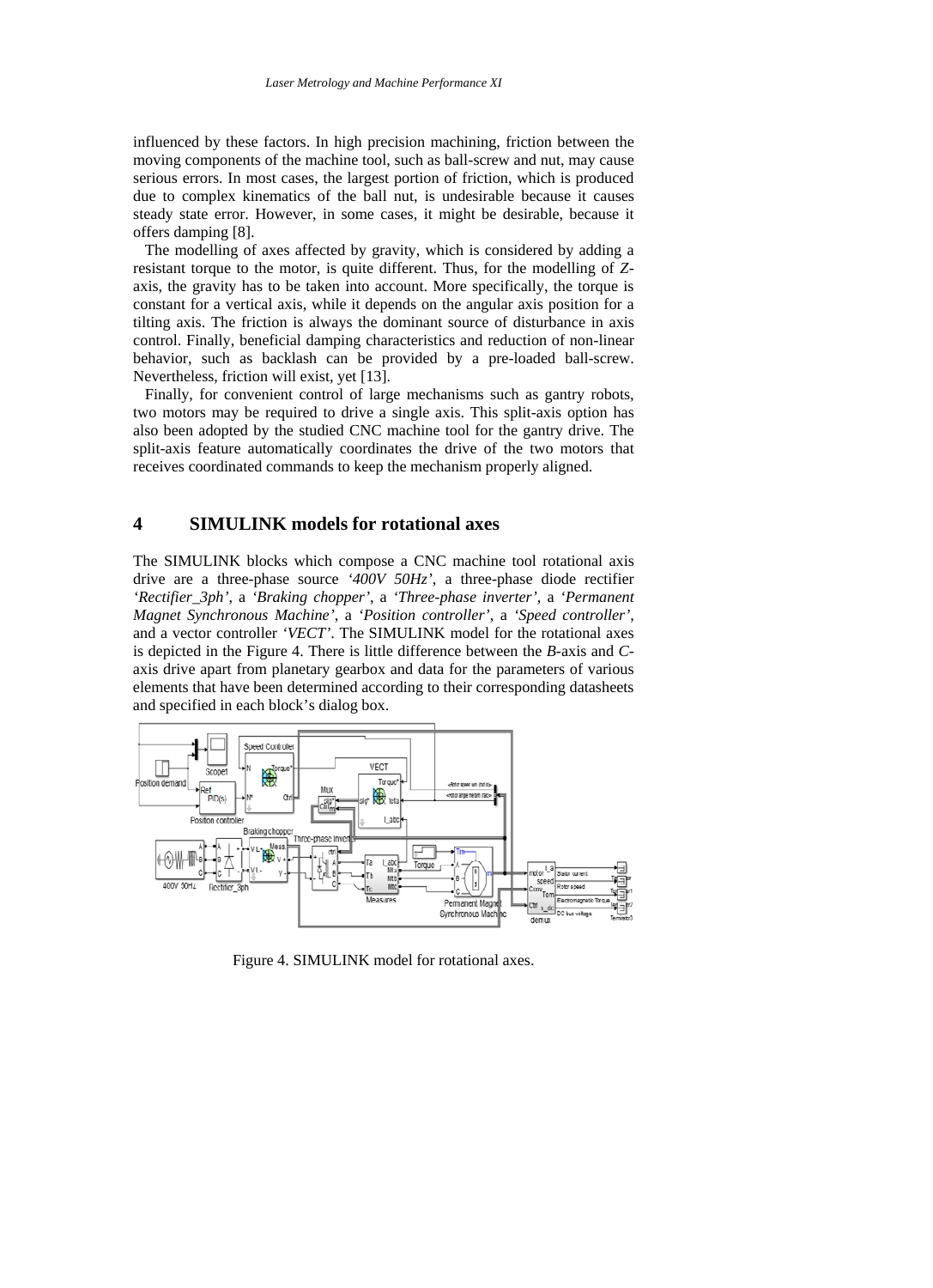influenced by these factors. In high precision machining, friction between the moving components of the machine tool, such as ball-screw and nut, may cause serious errors. In most cases, the largest portion of friction, which is produced due to complex kinematics of the ball nut, is undesirable because it causes steady state error. However, in some cases, it might be desirable, because it offers damping [8].

The modelling of axes affected by gravity, which is considered by adding a resistant torque to the motor, is quite different. Thus, for the modelling of *Z*-axis, the gravity has to be taken into account. More specifically, the torque is constant for a vertical axis, while it depends on the angular axis position for a tilting axis. The friction is always the dominant source of disturbance in axis control. Finally, beneficial damping characteristics and reduction of non-linear behavior, such as backlash can be provided by a pre-loaded ball-screw. Nevertheless, friction will exist, yet [13].

Finally, for convenient control of large mechanisms such as gantry robots, two motors may be required to drive a single axis. This split-axis option has also been adopted by the studied CNC machine tool for the gantry drive. The split-axis feature automatically coordinates the drive of the two motors that receives coordinated commands to keep the mechanism properly aligned.

## 4 SIMULINK models for rotational axes

The SIMULINK blocks which compose a CNC machine tool rotational axis drive are a three-phase source *'400V 50Hz'*, a three-phase diode rectifier *'Rectifier_3ph'*, a *'Braking chopper'*, a *'Three-phase inverter'*, a *'Permanent Magnet Synchronous Machine'*, a *'Position controller'*, a *'Speed controller'*, and a vector controller *'VECT'*. The SIMULINK model for the rotational axes is depicted in the Figure 4. There is little difference between the *B*-axis and *C*-axis drive apart from planetary gearbox and data for the parameters of various elements that have been determined according to their corresponding datasheets and specified in each block's dialog box.

Figure 4. SIMULINK model for rotational axes.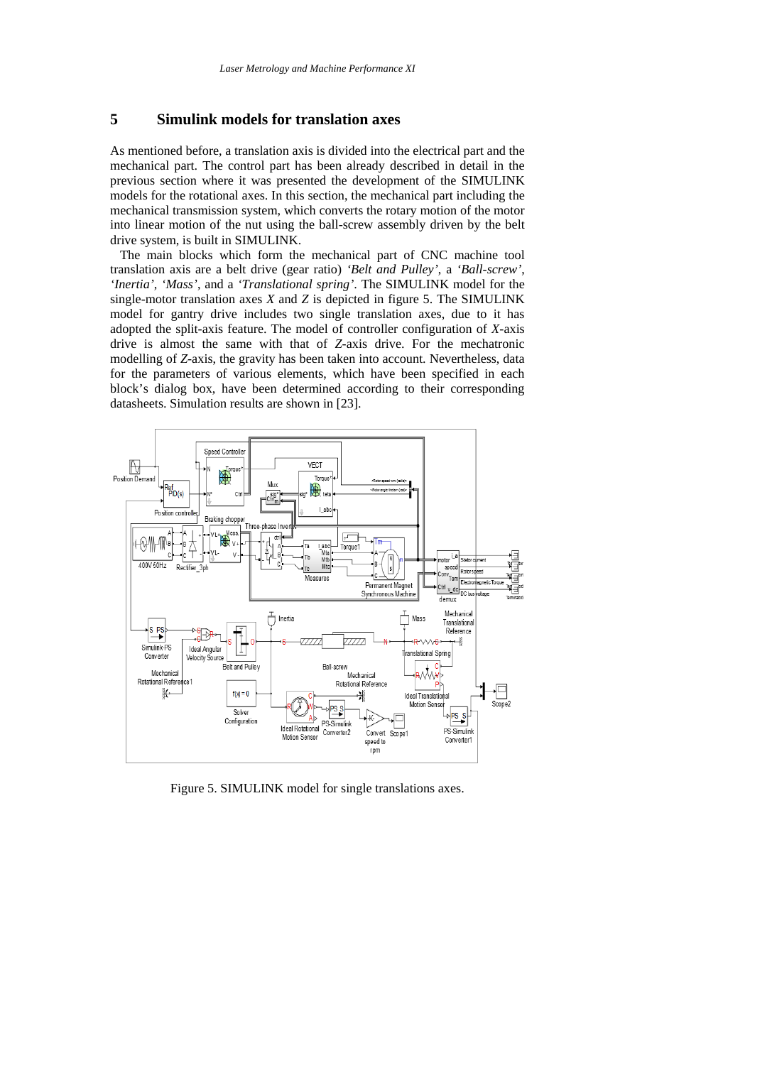## 5 Simulink models for translation axes

As mentioned before, a translation axis is divided into the electrical part and the mechanical part. The control part has been already described in detail in the previous section where it was presented the development of the SIMULINK models for the rotational axes. In this section, the mechanical part including the mechanical transmission system, which converts the rotary motion of the motor into linear motion of the nut using the ball-screw assembly driven by the belt drive system, is built in SIMULINK.

The main blocks which form the mechanical part of CNC machine tool translation axis are a belt drive (gear ratio) *'Belt and Pulley'*, a *'Ball-screw'*, *'Inertia'*, *'Mass'*, and a *'Translational spring'*. The SIMULINK model for the single-motor translation axes *X* and *Z* is depicted in figure 5. The SIMULINK model for gantry drive includes two single translation axes, due to it has adopted the split-axis feature. The model of controller configuration of *X*-axis drive is almost the same with that of *Z*-axis drive. For the mechatronic modelling of *Z*-axis, the gravity has been taken into account. Nevertheless, data for the parameters of various elements, which have been specified in each block's dialog box, have been determined according to their corresponding datasheets. Simulation results are shown in [23].

Figure 5. SIMULINK model for single translations axes.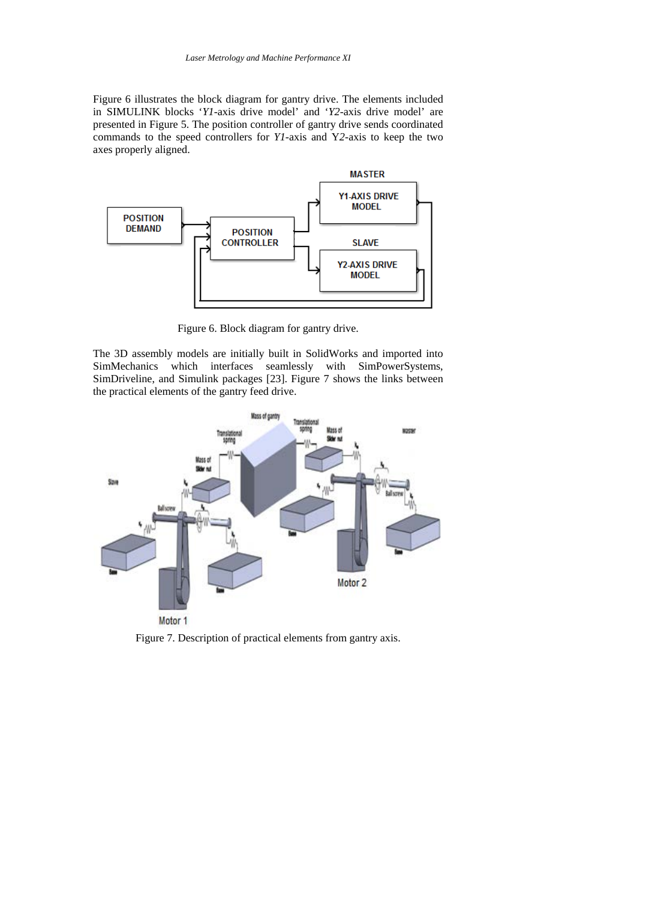Figure 6 illustrates the block diagram for gantry drive. The elements included in SIMULINK blocks '*Y1*-axis drive model' and '*Y2*-axis drive model' are presented in Figure 5. The position controller of gantry drive sends coordinated commands to the speed controllers for *Y1*-axis and Y*2*-axis to keep the two axes properly aligned.

Figure 6. Block diagram for gantry drive.

The 3D assembly models are initially built in SolidWorks and imported into SimMechanics which interfaces seamlessly with SimPowerSystems, SimDriveline, and Simulink packages [23]. Figure 7 shows the links between the practical elements of the gantry feed drive.

Figure 7. Description of practical elements from gantry axis.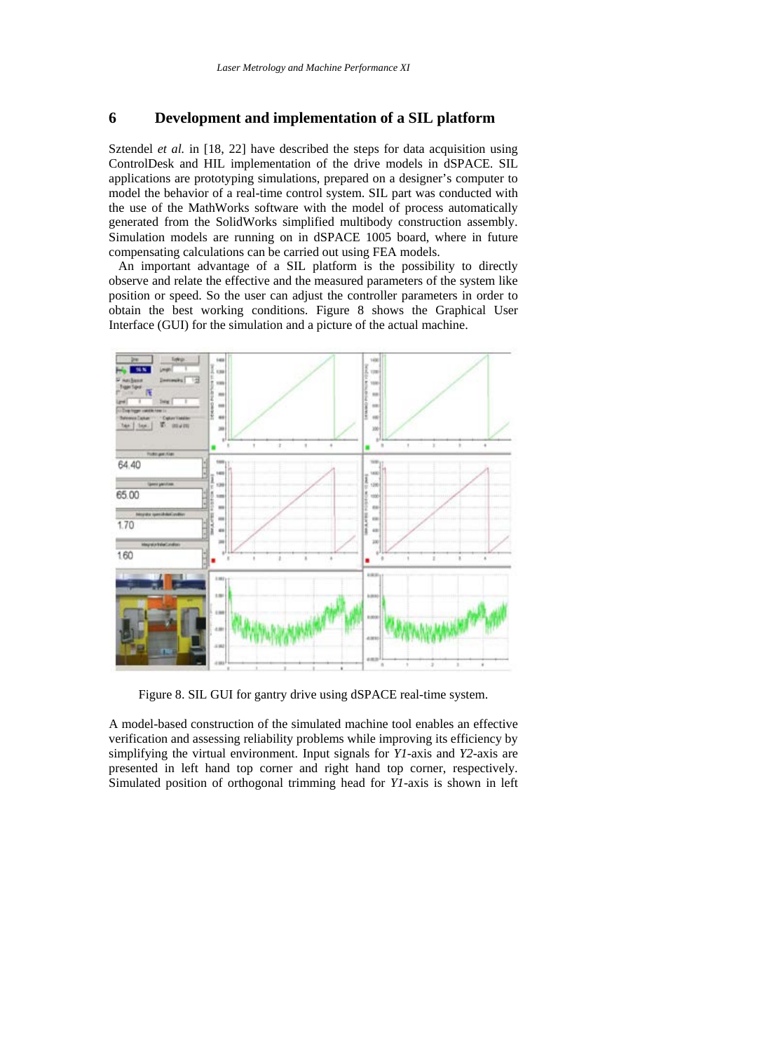## 6 Development and implementation of a SIL platform

Sztendel *et al.* in [18, 22] have described the steps for data acquisition using ControlDesk and HIL implementation of the drive models in dSPACE. SIL applications are prototyping simulations, prepared on a designer's computer to model the behavior of a real-time control system. SIL part was conducted with the use of the MathWorks software with the model of process automatically generated from the SolidWorks simplified multibody construction assembly. Simulation models are running on in dSPACE 1005 board, where in future compensating calculations can be carried out using FEA models.

An important advantage of a SIL platform is the possibility to directly observe and relate the effective and the measured parameters of the system like position or speed. So the user can adjust the controller parameters in order to obtain the best working conditions. Figure 8 shows the Graphical User Interface (GUI) for the simulation and a picture of the actual machine.

Figure 8. SIL GUI for gantry drive using dSPACE real-time system.

A model-based construction of the simulated machine tool enables an effective verification and assessing reliability problems while improving its efficiency by simplifying the virtual environment. Input signals for *Y1*-axis and *Y2*-axis are presented in left hand top corner and right hand top corner, respectively. Simulated position of orthogonal trimming head for *Y1*-axis is shown in left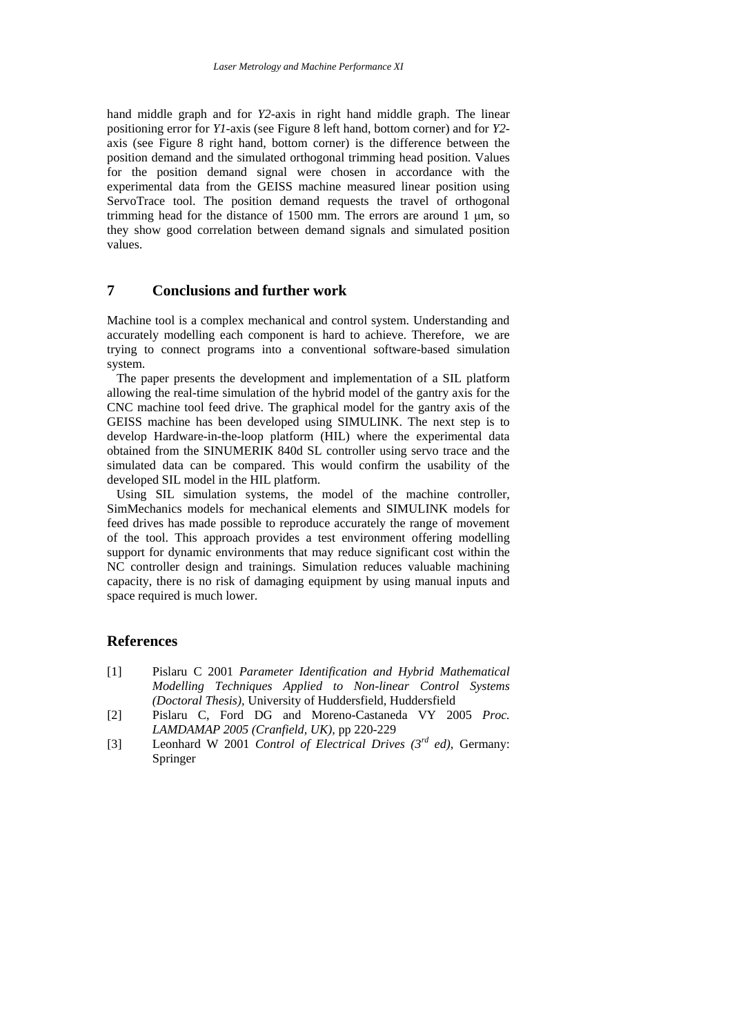hand middle graph and for *Y2*-axis in right hand middle graph. The linear positioning error for *Y1*-axis (see Figure 8 left hand, bottom corner) and for *Y2*-axis (see Figure 8 right hand, bottom corner) is the difference between the position demand and the simulated orthogonal trimming head position. Values for the position demand signal were chosen in accordance with the experimental data from the GEISS machine measured linear position using ServoTrace tool. The position demand requests the travel of orthogonal trimming head for the distance of 1500 mm. The errors are around 1 μm, so they show good correlation between demand signals and simulated position values.

## 7 Conclusions and further work

Machine tool is a complex mechanical and control system. Understanding and accurately modelling each component is hard to achieve. Therefore, we are trying to connect programs into a conventional software-based simulation system.

The paper presents the development and implementation of a SIL platform allowing the real-time simulation of the hybrid model of the gantry axis for the CNC machine tool feed drive. The graphical model for the gantry axis of the GEISS machine has been developed using SIMULINK. The next step is to develop Hardware-in-the-loop platform (HIL) where the experimental data obtained from the SINUMERIK 840d SL controller using servo trace and the simulated data can be compared. This would confirm the usability of the developed SIL model in the HIL platform.

Using SIL simulation systems, the model of the machine controller, SimMechanics models for mechanical elements and SIMULINK models for feed drives has made possible to reproduce accurately the range of movement of the tool. This approach provides a test environment offering modelling support for dynamic environments that may reduce significant cost within the NC controller design and trainings. Simulation reduces valuable machining capacity, there is no risk of damaging equipment by using manual inputs and space required is much lower.

## References

[1] Pislaru C 2001 *Parameter Identification and Hybrid Mathematical Modelling Techniques Applied to Non-linear Control Systems (Doctoral Thesis)*, University of Huddersfield, Huddersfield

[2] Pislaru C, Ford DG and Moreno-Castaneda VY 2005 *Proc. LAMDAMAP 2005 (Cranfield, UK)*, pp 220-229

[3] Leonhard W 2001 *Control of Electrical Drives (3rd ed)*, Germany: Springer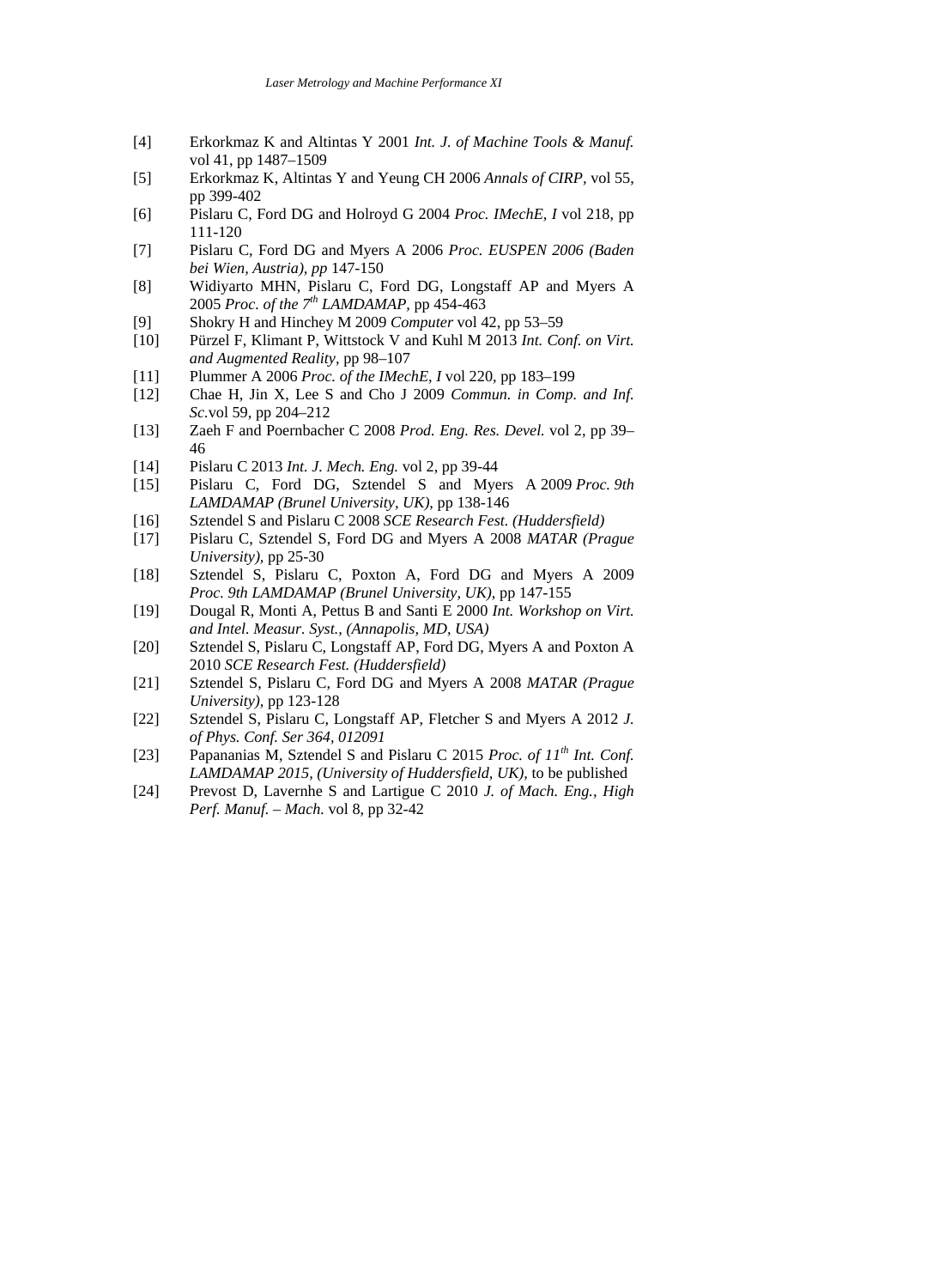[4] Erkorkmaz K and Altintas Y 2001 *Int. J. of Machine Tools & Manuf.* vol 41, pp 1487–1509

[5] Erkorkmaz K, Altintas Y and Yeung CH 2006 *Annals of CIRP*, vol 55, pp 399-402

[6] Pislaru C, Ford DG and Holroyd G 2004 *Proc. IMechE, I* vol 218, pp 111-120

[7] Pislaru C, Ford DG and Myers A 2006 *Proc. EUSPEN 2006 (Baden bei Wien, Austria), pp* 147-150

[8] Widiyarto MHN, Pislaru C, Ford DG, Longstaff AP and Myers A 2005 *Proc. of the 7th LAMDAMAP*, pp 454-463

[9] Shokry H and Hinchey M 2009 *Computer* vol 42, pp 53–59

[10] Pürzel F, Klimant P, Wittstock V and Kuhl M 2013 *Int. Conf. on Virt. and Augmented Reality*, pp 98–107

[11] Plummer A 2006 *Proc. of the IMechE, I* vol 220, pp 183–199

[12] Chae H, Jin X, Lee S and Cho J 2009 *Commun. in Comp. and Inf. Sc.*vol 59, pp 204–212

[13] Zaeh F and Poernbacher C 2008 *Prod. Eng. Res. Devel.* vol 2, pp 39–46

[14] Pislaru C 2013 *Int. J. Mech. Eng.* vol 2, pp 39-44

[15] Pislaru C, Ford DG, Sztendel S and Myers A 2009 *Proc. 9th LAMDAMAP (Brunel University, UK)*, pp 138-146

[16] Sztendel S and Pislaru C 2008 *SCE Research Fest. (Huddersfield)*

[17] Pislaru C, Sztendel S, Ford DG and Myers A 2008 *MATAR (Prague University)*, pp 25-30

[18] Sztendel S, Pislaru C, Poxton A, Ford DG and Myers A 2009 *Proc. 9th LAMDAMAP (Brunel University, UK)*, pp 147-155

[19] Dougal R, Monti A, Pettus B and Santi E 2000 *Int. Workshop on Virt. and Intel. Measur. Syst., (Annapolis, MD, USA)*

[20] Sztendel S, Pislaru C, Longstaff AP, Ford DG, Myers A and Poxton A 2010 *SCE Research Fest. (Huddersfield)*

[21] Sztendel S, Pislaru C, Ford DG and Myers A 2008 *MATAR (Prague University)*, pp 123-128

[22] Sztendel S, Pislaru C, Longstaff AP, Fletcher S and Myers A 2012 *J. of Phys. Conf. Ser 364, 012091*

[23] Papananias M, Sztendel S and Pislaru C 2015 *Proc. of 11th Int. Conf. LAMDAMAP 2015, (University of Huddersfield, UK)*, to be published

[24] Prevost D, Lavernhe S and Lartigue C 2010 *J. of Mach. Eng., High Perf. Manuf. – Mach.* vol 8, pp 32-42